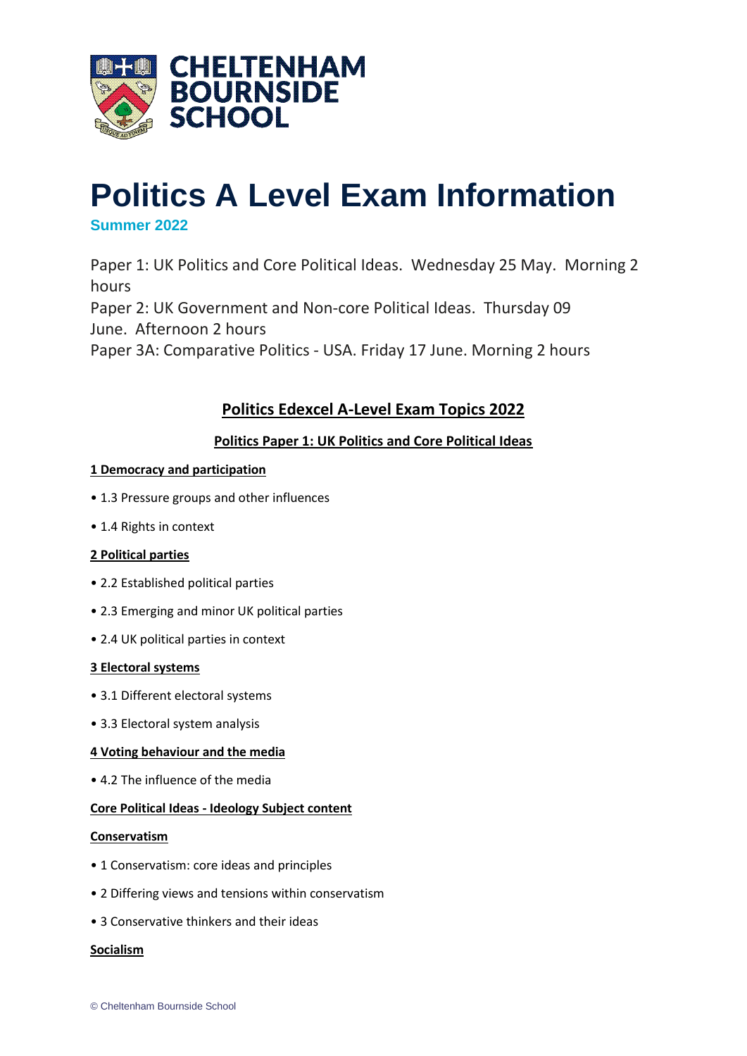# Politics A Level Exam Information

**Summer 2022**

Paper 1: UK Politics and Core Political Ideas. Wednesday 25 May. Morning 2 hours
Paper 2: UK Government and Non-core Political Ideas. Thursday 09 June. Afternoon 2 hours
Paper 3A: Comparative Politics - USA. Friday 17 June. Morning 2 hours

## Politics Edexcel A-Level Exam Topics 2022

### Politics Paper 1: UK Politics and Core Political Ideas

**1 Democracy and participation**

- 1.3 Pressure groups and other influences
- 1.4 Rights in context

**2 Political parties**

- 2.2 Established political parties
- 2.3 Emerging and minor UK political parties
- 2.4 UK political parties in context

**3 Electoral systems**

- 3.1 Different electoral systems
- 3.3 Electoral system analysis

**4 Voting behaviour and the media**

- 4.2 The influence of the media

**Core Political Ideas - Ideology Subject content**

**Conservatism**

- 1 Conservatism: core ideas and principles
- 2 Differing views and tensions within conservatism
- 3 Conservative thinkers and their ideas

**Socialism**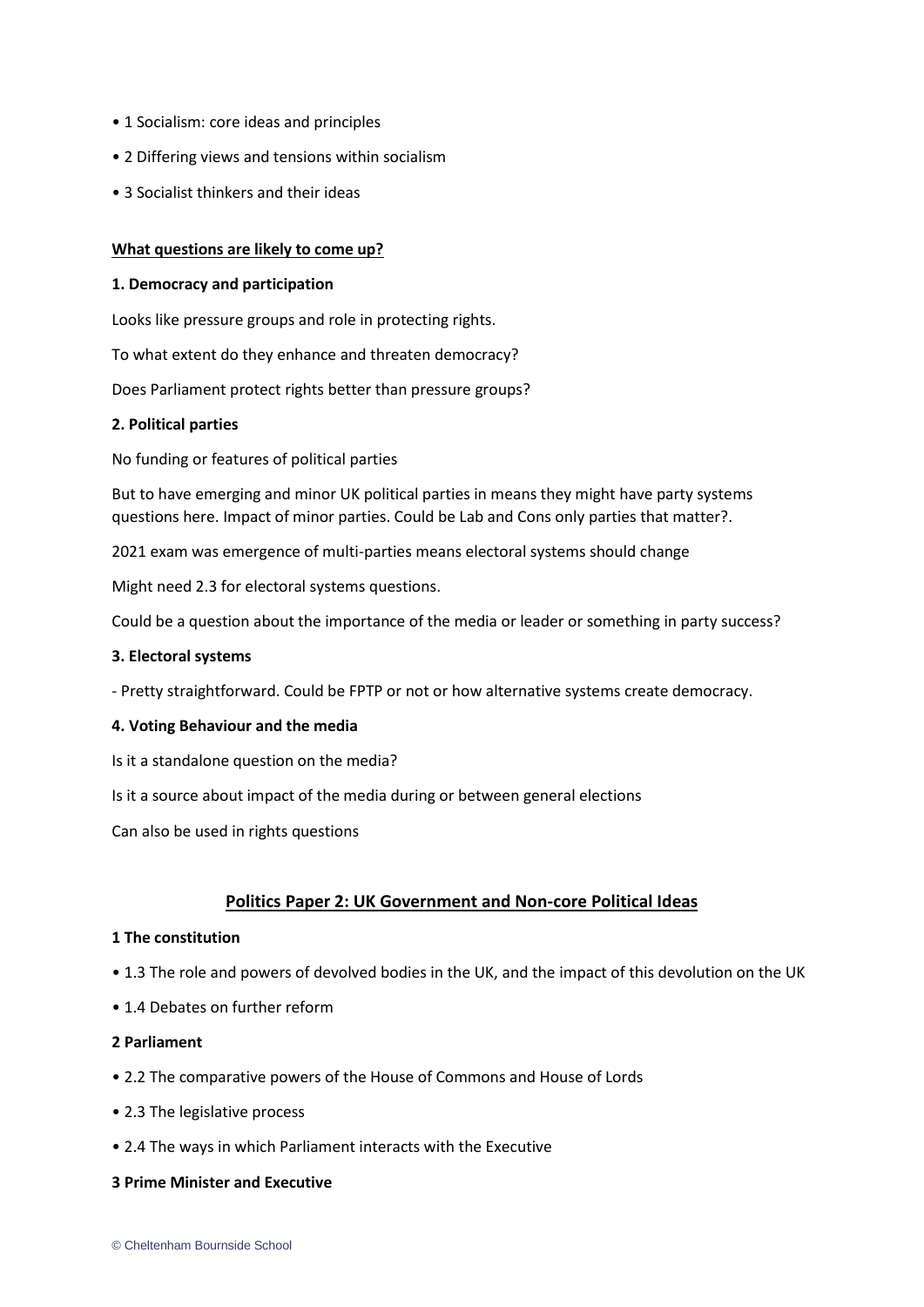- 1 Socialism: core ideas and principles
- 2 Differing views and tensions within socialism
- 3 Socialist thinkers and their ideas

**What questions are likely to come up?**

**1. Democracy and participation**

Looks like pressure groups and role in protecting rights.

To what extent do they enhance and threaten democracy?

Does Parliament protect rights better than pressure groups?

**2. Political parties**

No funding or features of political parties

But to have emerging and minor UK political parties in means they might have party systems questions here. Impact of minor parties. Could be Lab and Cons only parties that matter?.

2021 exam was emergence of multi-parties means electoral systems should change

Might need 2.3 for electoral systems questions.

Could be a question about the importance of the media or leader or something in party success?

**3. Electoral systems**

- Pretty straightforward. Could be FPTP or not or how alternative systems create democracy.

**4. Voting Behaviour and the media**

Is it a standalone question on the media?

Is it a source about impact of the media during or between general elections

Can also be used in rights questions

## Politics Paper 2: UK Government and Non-core Political Ideas

**1 The constitution**

- 1.3 The role and powers of devolved bodies in the UK, and the impact of this devolution on the UK
- 1.4 Debates on further reform

**2 Parliament**

- 2.2 The comparative powers of the House of Commons and House of Lords
- 2.3 The legislative process
- 2.4 The ways in which Parliament interacts with the Executive

**3 Prime Minister and Executive**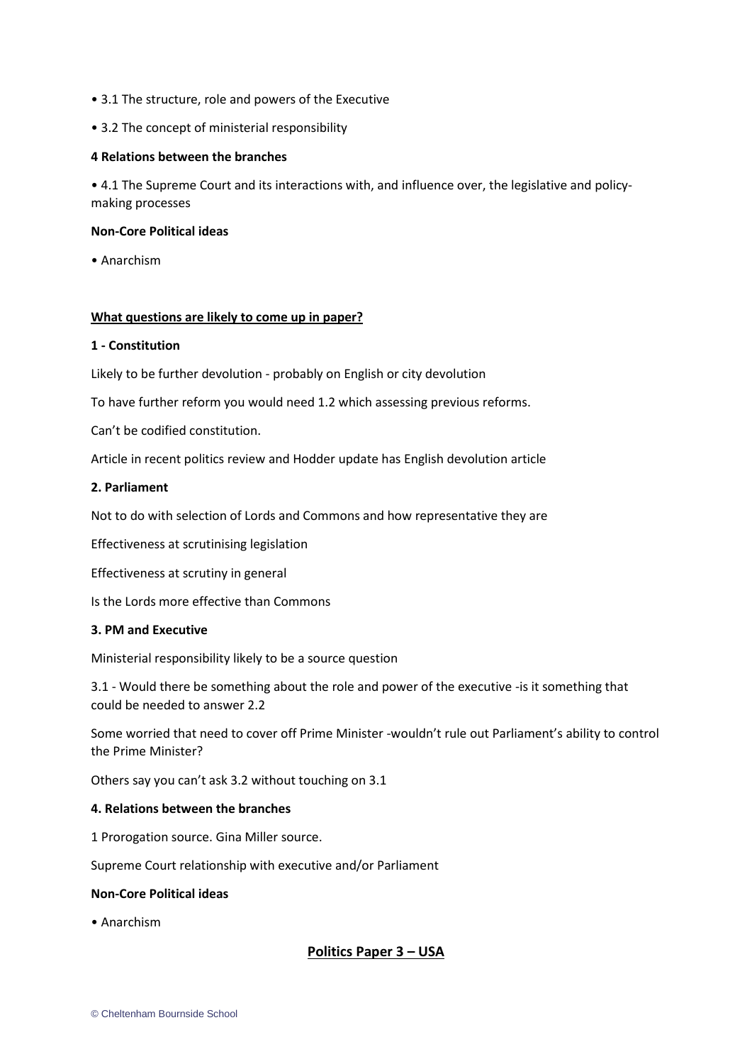• 3.1 The structure, role and powers of the Executive

• 3.2 The concept of ministerial responsibility

**4 Relations between the branches**

• 4.1 The Supreme Court and its interactions with, and influence over, the legislative and policy-making processes

**Non-Core Political ideas**

• Anarchism

**What questions are likely to come up in paper?**

**1 - Constitution**

Likely to be further devolution - probably on English or city devolution

To have further reform you would need 1.2 which assessing previous reforms.

Can't be codified constitution.

Article in recent politics review and Hodder update has English devolution article

**2. Parliament**

Not to do with selection of Lords and Commons and how representative they are

Effectiveness at scrutinising legislation

Effectiveness at scrutiny in general

Is the Lords more effective than Commons

**3. PM and Executive**

Ministerial responsibility likely to be a source question

3.1 - Would there be something about the role and power of the executive -is it something that could be needed to answer 2.2

Some worried that need to cover off Prime Minister -wouldn't rule out Parliament's ability to control the Prime Minister?

Others say you can't ask 3.2 without touching on 3.1

**4. Relations between the branches**

1 Prorogation source. Gina Miller source.

Supreme Court relationship with executive and/or Parliament

**Non-Core Political ideas**

• Anarchism

## Politics Paper 3 – USA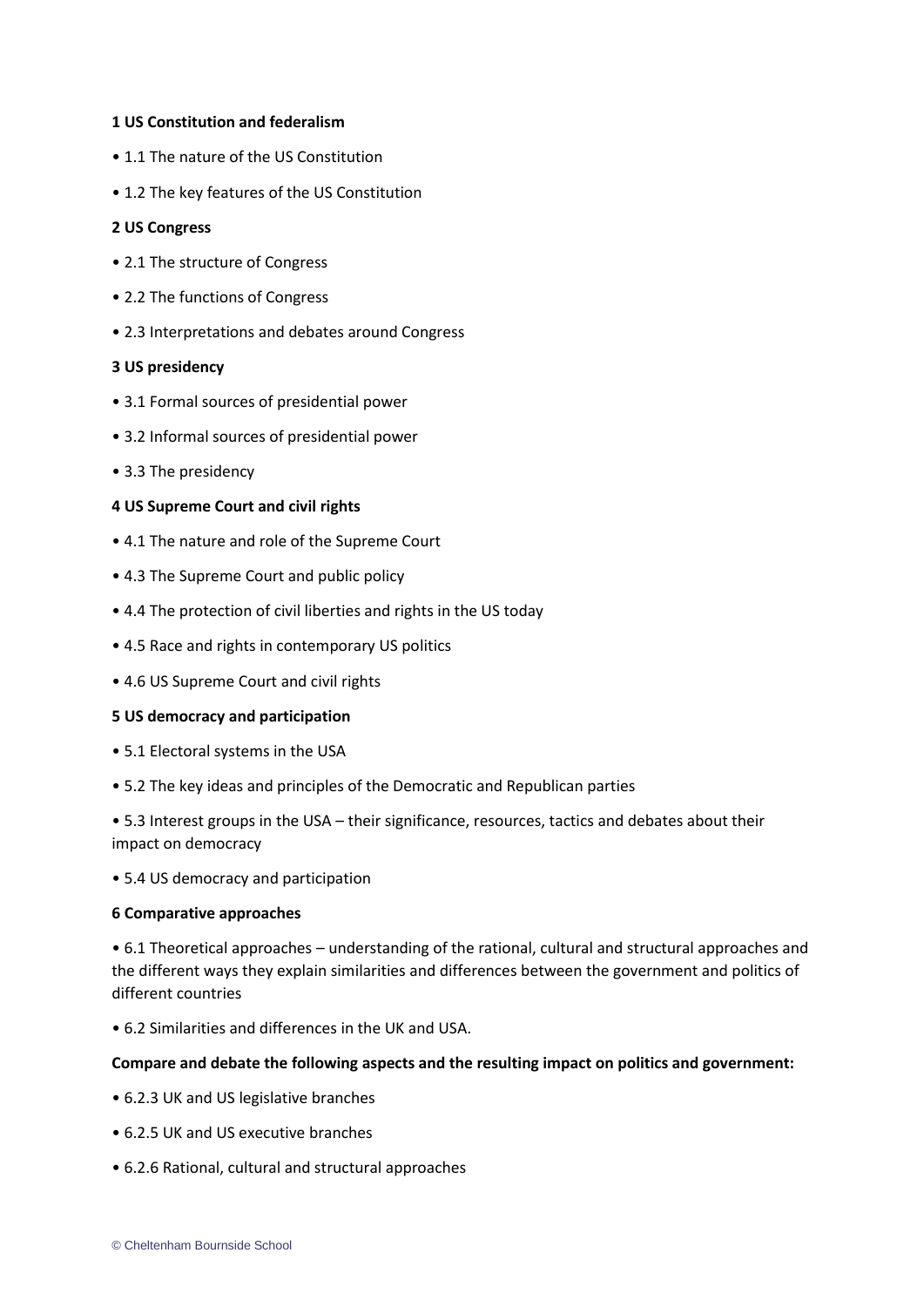**1 US Constitution and federalism**

- 1.1 The nature of the US Constitution
- 1.2 The key features of the US Constitution

**2 US Congress**

- 2.1 The structure of Congress
- 2.2 The functions of Congress
- 2.3 Interpretations and debates around Congress

**3 US presidency**

- 3.1 Formal sources of presidential power
- 3.2 Informal sources of presidential power
- 3.3 The presidency

**4 US Supreme Court and civil rights**

- 4.1 The nature and role of the Supreme Court
- 4.3 The Supreme Court and public policy
- 4.4 The protection of civil liberties and rights in the US today
- 4.5 Race and rights in contemporary US politics
- 4.6 US Supreme Court and civil rights

**5 US democracy and participation**

- 5.1 Electoral systems in the USA
- 5.2 The key ideas and principles of the Democratic and Republican parties
- 5.3 Interest groups in the USA – their significance, resources, tactics and debates about their impact on democracy
- 5.4 US democracy and participation

**6 Comparative approaches**

- 6.1 Theoretical approaches – understanding of the rational, cultural and structural approaches and the different ways they explain similarities and differences between the government and politics of different countries
- 6.2 Similarities and differences in the UK and USA.

**Compare and debate the following aspects and the resulting impact on politics and government:**

- 6.2.3 UK and US legislative branches
- 6.2.5 UK and US executive branches
- 6.2.6 Rational, cultural and structural approaches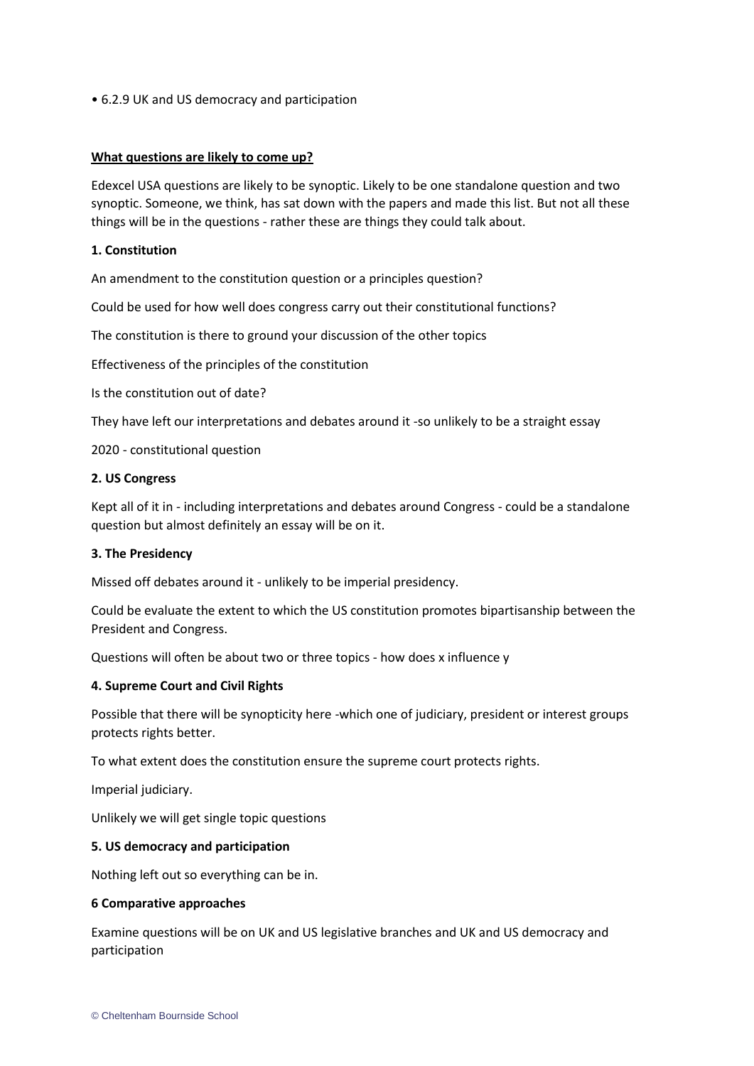- 6.2.9 UK and US democracy and participation

**What questions are likely to come up?**

Edexcel USA questions are likely to be synoptic. Likely to be one standalone question and two synoptic. Someone, we think, has sat down with the papers and made this list. But not all these things will be in the questions - rather these are things they could talk about.

**1. Constitution**

An amendment to the constitution question or a principles question?

Could be used for how well does congress carry out their constitutional functions?

The constitution is there to ground your discussion of the other topics

Effectiveness of the principles of the constitution

Is the constitution out of date?

They have left our interpretations and debates around it -so unlikely to be a straight essay

2020 - constitutional question

**2. US Congress**

Kept all of it in - including interpretations and debates around Congress - could be a standalone question but almost definitely an essay will be on it.

**3. The Presidency**

Missed off debates around it - unlikely to be imperial presidency.

Could be evaluate the extent to which the US constitution promotes bipartisanship between the President and Congress.

Questions will often be about two or three topics - how does x influence y

**4. Supreme Court and Civil Rights**

Possible that there will be synopticity here -which one of judiciary, president or interest groups protects rights better.

To what extent does the constitution ensure the supreme court protects rights.

Imperial judiciary.

Unlikely we will get single topic questions

**5. US democracy and participation**

Nothing left out so everything can be in.

**6 Comparative approaches**

Examine questions will be on UK and US legislative branches and UK and US democracy and participation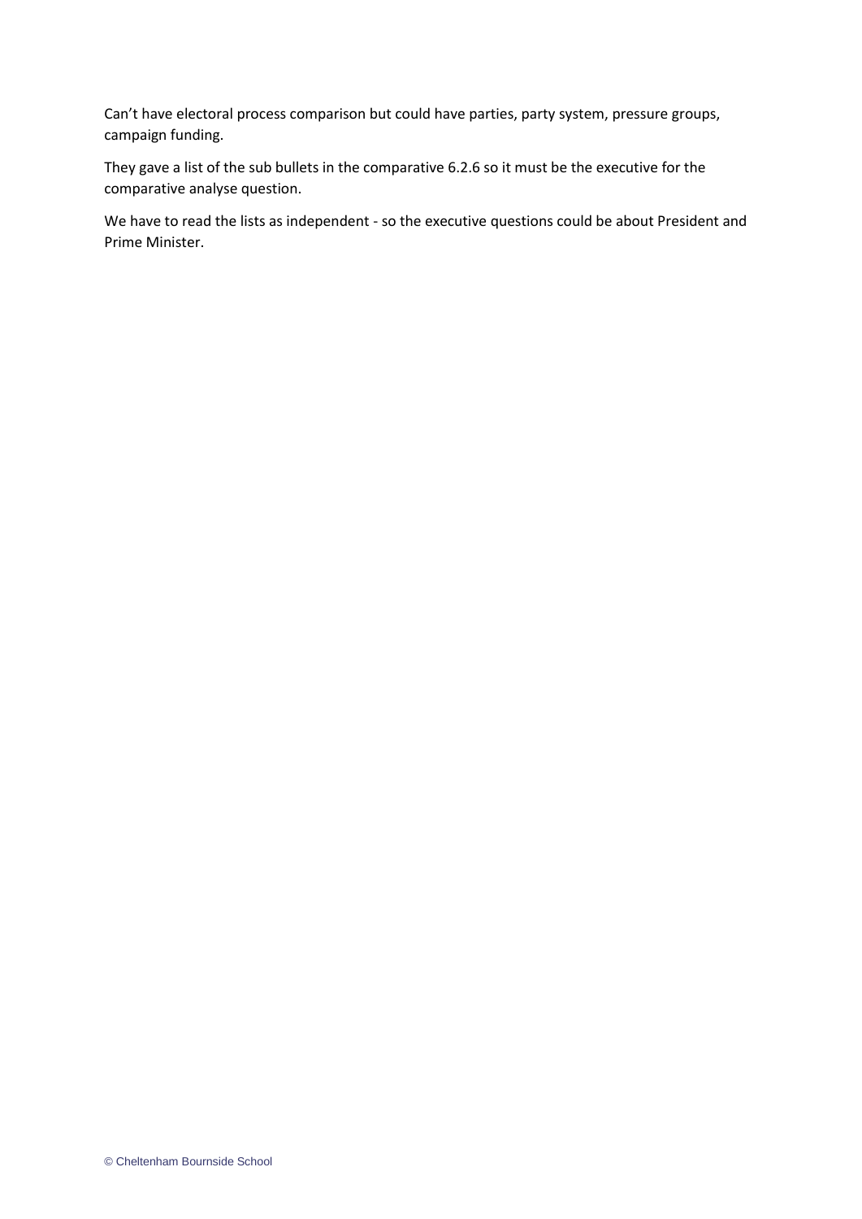Can’t have electoral process comparison but could have parties, party system, pressure groups, campaign funding.

They gave a list of the sub bullets in the comparative 6.2.6 so it must be the executive for the comparative analyse question.

We have to read the lists as independent - so the executive questions could be about President and Prime Minister.